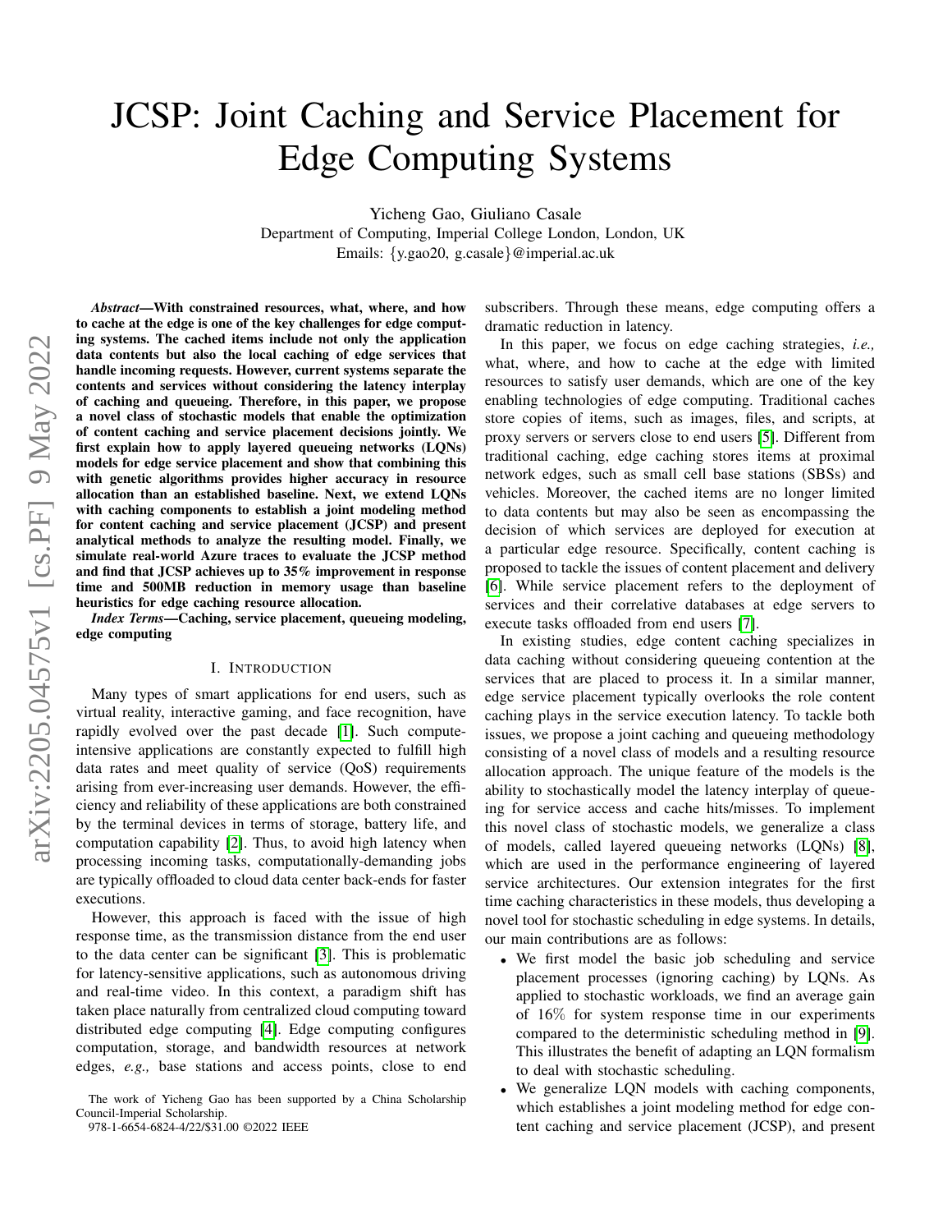# JCSP: Joint Caching and Service Placement for Edge Computing Systems

Yicheng Gao, Giuliano Casale
Department of Computing, Imperial College London, London, UK
Emails: {y.gao20, g.casale}@imperial.ac.uk

***Abstract*—With constrained resources, what, where, and how to cache at the edge is one of the key challenges for edge computing systems. The cached items include not only the application data contents but also the local caching of edge services that handle incoming requests. However, current systems separate the contents and services without considering the latency interplay of caching and queueing. Therefore, in this paper, we propose a novel class of stochastic models that enable the optimization of content caching and service placement decisions jointly. We first explain how to apply layered queueing networks (LQNs) models for edge service placement and show that combining this with genetic algorithms provides higher accuracy in resource allocation than an established baseline. Next, we extend LQNs with caching components to establish a joint modeling method for content caching and service placement (JCSP) and present analytical methods to analyze the resulting model. Finally, we simulate real-world Azure traces to evaluate the JCSP method and find that JCSP achieves up to 35% improvement in response time and 500MB reduction in memory usage than baseline heuristics for edge caching resource allocation.**

***Index Terms*—Caching, service placement, queueing modeling, edge computing**

## I. Introduction

Many types of smart applications for end users, such as virtual reality, interactive gaming, and face recognition, have rapidly evolved over the past decade [1]. Such compute-intensive applications are constantly expected to fulfill high data rates and meet quality of service (QoS) requirements arising from ever-increasing user demands. However, the efficiency and reliability of these applications are both constrained by the terminal devices in terms of storage, battery life, and computation capability [2]. Thus, to avoid high latency when processing incoming tasks, computationally-demanding jobs are typically offloaded to cloud data center back-ends for faster executions.

However, this approach is faced with the issue of high response time, as the transmission distance from the end user to the data center can be significant [3]. This is problematic for latency-sensitive applications, such as autonomous driving and real-time video. In this context, a paradigm shift has taken place naturally from centralized cloud computing toward distributed edge computing [4]. Edge computing configures computation, storage, and bandwidth resources at network edges, *e.g.,* base stations and access points, close to end subscribers. Through these means, edge computing offers a dramatic reduction in latency.

In this paper, we focus on edge caching strategies, *i.e.,* what, where, and how to cache at the edge with limited resources to satisfy user demands, which are one of the key enabling technologies of edge computing. Traditional caches store copies of items, such as images, files, and scripts, at proxy servers or servers close to end users [5]. Different from traditional caching, edge caching stores items at proximal network edges, such as small cell base stations (SBSs) and vehicles. Moreover, the cached items are no longer limited to data contents but may also be seen as encompassing the decision of which services are deployed for execution at a particular edge resource. Specifically, content caching is proposed to tackle the issues of content placement and delivery [6]. While service placement refers to the deployment of services and their correlative databases at edge servers to execute tasks offloaded from end users [7].

In existing studies, edge content caching specializes in data caching without considering queueing contention at the services that are placed to process it. In a similar manner, edge service placement typically overlooks the role content caching plays in the service execution latency. To tackle both issues, we propose a joint caching and queueing methodology consisting of a novel class of models and a resulting resource allocation approach. The unique feature of the models is the ability to stochastically model the latency interplay of queueing for service access and cache hits/misses. To implement this novel class of stochastic models, we generalize a class of models, called layered queueing networks (LQNs) [8], which are used in the performance engineering of layered service architectures. Our extension integrates for the first time caching characteristics in these models, thus developing a novel tool for stochastic scheduling in edge systems. In details, our main contributions are as follows:

- We first model the basic job scheduling and service placement processes (ignoring caching) by LQNs. As applied to stochastic workloads, we find an average gain of 16% for system response time in our experiments compared to the deterministic scheduling method in [9]. This illustrates the benefit of adapting an LQN formalism to deal with stochastic scheduling.
- We generalize LQN models with caching components, which establishes a joint modeling method for edge content caching and service placement (JCSP), and present

The work of Yicheng Gao has been supported by a China Scholarship Council-Imperial Scholarship.

978-1-6654-6824-4/22/$31.00 ©2022 IEEE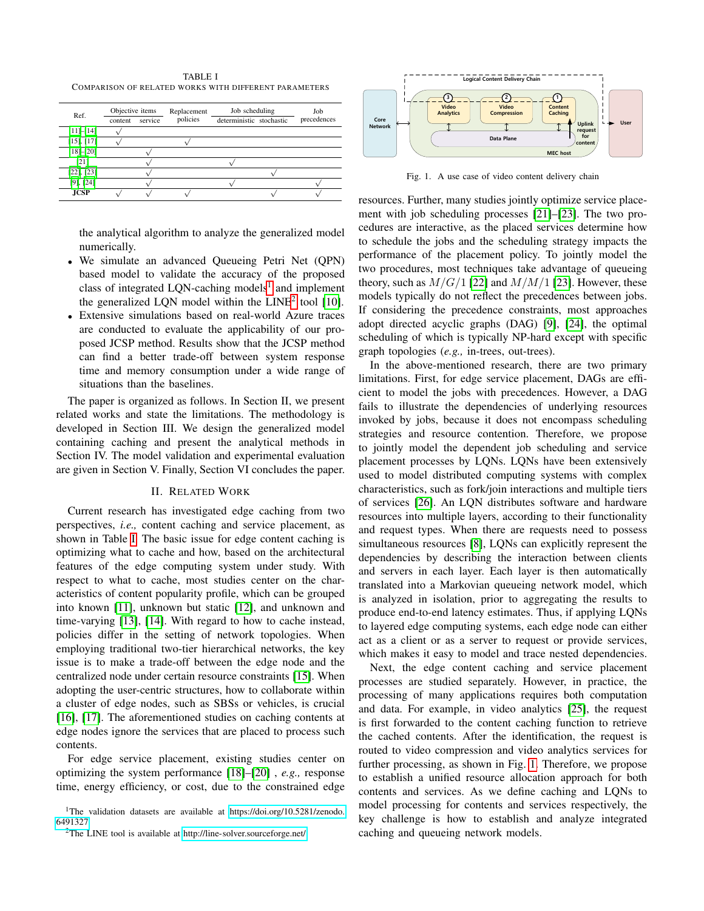TABLE I
COMPARISON OF RELATED WORKS WITH DIFFERENT PARAMETERS

| Ref. | Objective items | | Replacement policies | Job scheduling | | Job precedences |
|---|---|---|---|---|---|---|
| | content | service | | deterministic | stochastic | |
| [11]–[14] | √ | | | | | |
| [15], [17] | √ | | √ | | | |
| [18]–[20] | | √ | | | | |
| [21] | | √ | | √ | | |
| [22], [23] | | √ | | | √ | |
| [9], [24] | | √ | | √ | | √ |
| **JCSP** | √ | √ | √ | | √ | √ |

the analytical algorithm to analyze the generalized model numerically.

- We simulate an advanced Queueing Petri Net (QPN) based model to validate the accuracy of the proposed class of integrated LQN-caching models[1] and implement the generalized LQN model within the LINE[2] tool [10].
- Extensive simulations based on real-world Azure traces are conducted to evaluate the applicability of our proposed JCSP method. Results show that the JCSP method can find a better trade-off between system response time and memory consumption under a wide range of situations than the baselines.

The paper is organized as follows. In Section II, we present related works and state the limitations. The methodology is developed in Section III. We design the generalized model containing caching and present the analytical methods in Section IV. The model validation and experimental evaluation are given in Section V. Finally, Section VI concludes the paper.

## II. Related Work

Current research has investigated edge caching from two perspectives, *i.e.,* content caching and service placement, as shown in Table I. The basic issue for edge content caching is optimizing what to cache and how, based on the architectural features of the edge computing system under study. With respect to what to cache, most studies center on the characteristics of content popularity profile, which can be grouped into known [11], unknown but static [12], and unknown and time-varying [13], [14]. With regard to how to cache instead, policies differ in the setting of network topologies. When employing traditional two-tier hierarchical networks, the key issue is to make a trade-off between the edge node and the centralized node under certain resource constraints [15]. When adopting the user-centric structures, how to collaborate within a cluster of edge nodes, such as SBSs or vehicles, is crucial [16], [17]. The aforementioned studies on caching contents at edge nodes ignore the services that are placed to process such contents.

For edge service placement, existing studies center on optimizing the system performance [18]–[20] , *e.g.,* response time, energy efficiency, or cost, due to the constrained edge resources. Further, many studies jointly optimize service placement with job scheduling processes [21]–[23]. The two procedures are interactive, as the placed services determine how to schedule the jobs and the scheduling strategy impacts the performance of the placement policy. To jointly model the two procedures, most techniques take advantage of queueing theory, such as $M/G/1$ [22] and $M/M/1$ [23]. However, these models typically do not reflect the precedences between jobs. If considering the precedence constraints, most approaches adopt directed acyclic graphs (DAG) [9], [24], the optimal scheduling of which is typically NP-hard except with specific graph topologies (*e.g.,* in-trees, out-trees).

In the above-mentioned research, there are two primary limitations. First, for edge service placement, DAGs are efficient to model the jobs with precedences. However, a DAG fails to illustrate the dependencies of underlying resources invoked by jobs, because it does not encompass scheduling strategies and resource contention. Therefore, we propose to jointly model the dependent job scheduling and service placement processes by LQNs. LQNs have been extensively used to model distributed computing systems with complex characteristics, such as fork/join interactions and multiple tiers of services [26]. An LQN distributes software and hardware resources into multiple layers, according to their functionality and request types. When there are requests need to possess simultaneous resources [8], LQNs can explicitly represent the dependencies by describing the interaction between clients and servers in each layer. Each layer is then automatically translated into a Markovian queueing network model, which is analyzed in isolation, prior to aggregating the results to produce end-to-end latency estimates. Thus, if applying LQNs to layered edge computing systems, each edge node can either act as a client or as a server to request or provide services, which makes it easy to model and trace nested dependencies.

Next, the edge content caching and service placement processes are studied separately. However, in practice, the processing of many applications requires both computation and data. For example, in video analytics [25], the request is first forwarded to the content caching function to retrieve the cached contents. After the identification, the request is routed to video compression and video analytics services for further processing, as shown in Fig. 1. Therefore, we propose to establish a unified resource allocation approach for both contents and services. As we define caching and LQNs to model processing for contents and services respectively, the key challenge is how to establish and analyze integrated caching and queueing network models.

Fig. 1. A use case of video content delivery chain

[1]The validation datasets are available at https://doi.org/10.5281/zenodo.6491327

[2]The LINE tool is available at http://line-solver.sourceforge.net/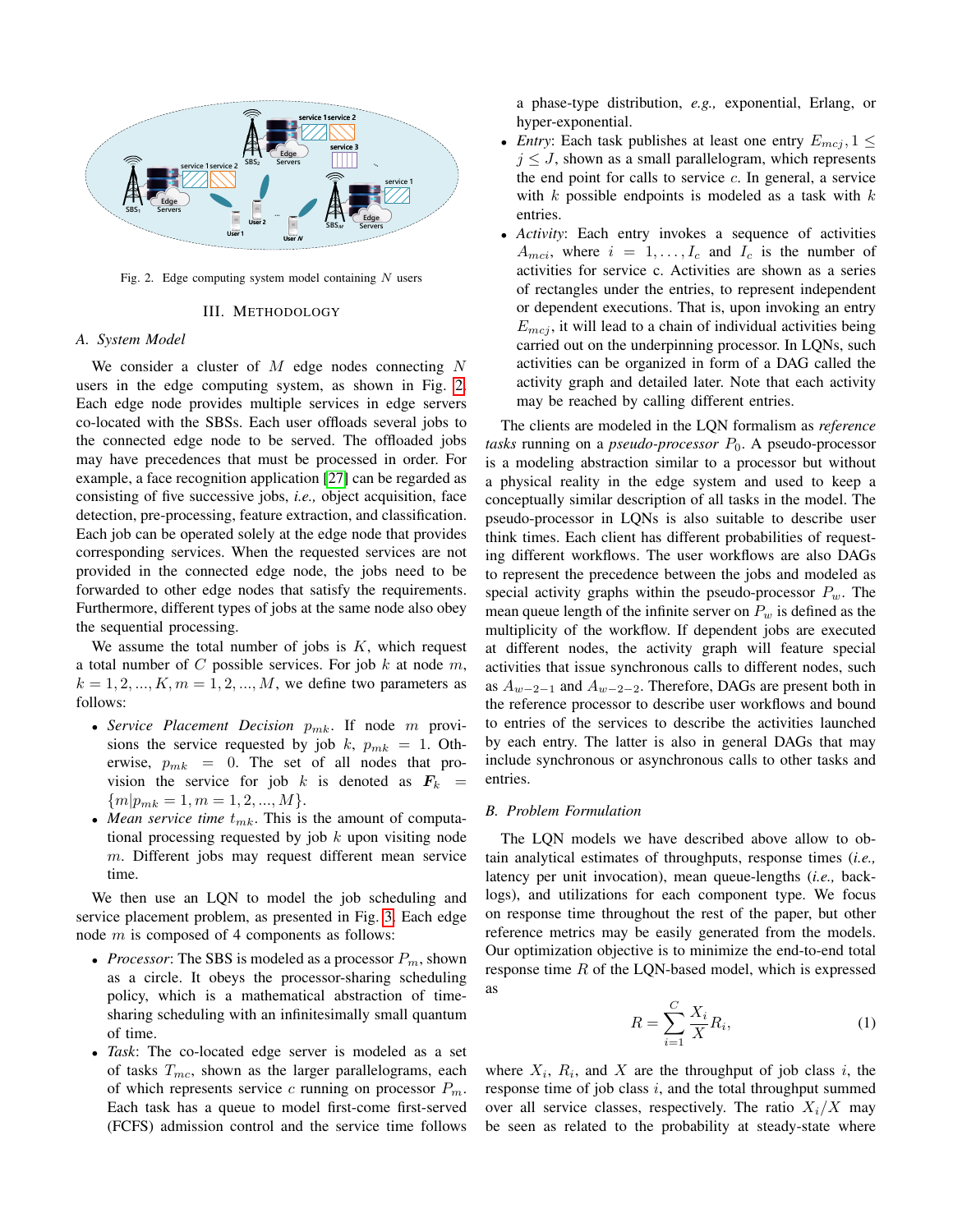Fig. 2. Edge computing system model containing $N$ users

## III. Methodology

### A. System Model

We consider a cluster of $M$ edge nodes connecting $N$ users in the edge computing system, as shown in Fig. 2. Each edge node provides multiple services in edge servers co-located with the SBSs. Each user offloads several jobs to the connected edge node to be served. The offloaded jobs may have precedences that must be processed in order. For example, a face recognition application [27] can be regarded as consisting of five successive jobs, *i.e.,* object acquisition, face detection, pre-processing, feature extraction, and classification. Each job can be operated solely at the edge node that provides corresponding services. When the requested services are not provided in the connected edge node, the jobs need to be forwarded to other edge nodes that satisfy the requirements. Furthermore, different types of jobs at the same node also obey the sequential processing.

We assume the total number of jobs is $K$, which request a total number of $C$ possible services. For job $k$ at node $m$, $k = 1, 2, ..., K, m = 1, 2, ..., M$, we define two parameters as follows:

- *Service Placement Decision* $p_{mk}$. If node $m$ provisions the service requested by job $k$, $p_{mk} = 1$. Otherwise, $p_{mk} = 0$. The set of all nodes that provision the service for job $k$ is denoted as $\boldsymbol{F}_k = \{m | p_{mk} = 1, m = 1, 2, ..., M\}$.
- *Mean service time* $t_{mk}$. This is the amount of computational processing requested by job $k$ upon visiting node $m$. Different jobs may request different mean service time.

We then use an LQN to model the job scheduling and service placement problem, as presented in Fig. 3. Each edge node $m$ is composed of 4 components as follows:

- *Processor*: The SBS is modeled as a processor $P_m$, shown as a circle. It obeys the processor-sharing scheduling policy, which is a mathematical abstraction of time-sharing scheduling with an infinitesimally small quantum of time.
- *Task*: The co-located edge server is modeled as a set of tasks $T_{mc}$, shown as the larger parallelograms, each of which represents service $c$ running on processor $P_m$. Each task has a queue to model first-come first-served (FCFS) admission control and the service time follows a phase-type distribution, *e.g.,* exponential, Erlang, or hyper-exponential.
- *Entry*: Each task publishes at least one entry $E_{mcj}, 1 \leq j \leq J$, shown as a small parallelogram, which represents the end point for calls to service $c$. In general, a service with $k$ possible endpoints is modeled as a task with $k$ entries.
- *Activity*: Each entry invokes a sequence of activities $A_{mci}$, where $i = 1, \ldots, I_c$ and $I_c$ is the number of activities for service c. Activities are shown as a series of rectangles under the entries, to represent independent or dependent executions. That is, upon invoking an entry $E_{mcj}$, it will lead to a chain of individual activities being carried out on the underpinning processor. In LQNs, such activities can be organized in form of a DAG called the activity graph and detailed later. Note that each activity may be reached by calling different entries.

The clients are modeled in the LQN formalism as *reference tasks* running on a *pseudo-processor* $P_0$. A pseudo-processor is a modeling abstraction similar to a processor but without a physical reality in the edge system and used to keep a conceptually similar description of all tasks in the model. The pseudo-processor in LQNs is also suitable to describe user think times. Each client has different probabilities of requesting different workflows. The user workflows are also DAGs to represent the precedence between the jobs and modeled as special activity graphs within the pseudo-processor $P_w$. The mean queue length of the infinite server on $P_w$ is defined as the multiplicity of the workflow. If dependent jobs are executed at different nodes, the activity graph will feature special activities that issue synchronous calls to different nodes, such as $A_{w-2-1}$ and $A_{w-2-2}$. Therefore, DAGs are present both in the reference processor to describe user workflows and bound to entries of the services to describe the activities launched by each entry. The latter is also in general DAGs that may include synchronous or asynchronous calls to other tasks and entries.

### B. Problem Formulation

The LQN models we have described above allow to obtain analytical estimates of throughputs, response times (*i.e.,* latency per unit invocation), mean queue-lengths (*i.e.,* backlogs), and utilizations for each component type. We focus on response time throughout the rest of the paper, but other reference metrics may be easily generated from the models. Our optimization objective is to minimize the end-to-end total response time $R$ of the LQN-based model, which is expressed as

$$R = \sum_{i=1}^{C} \frac{X_i}{X} R_i, \tag{1}$$

where $X_i$, $R_i$, and $X$ are the throughput of job class $i$, the response time of job class $i$, and the total throughput summed over all service classes, respectively. The ratio $X_i/X$ may be seen as related to the probability at steady-state where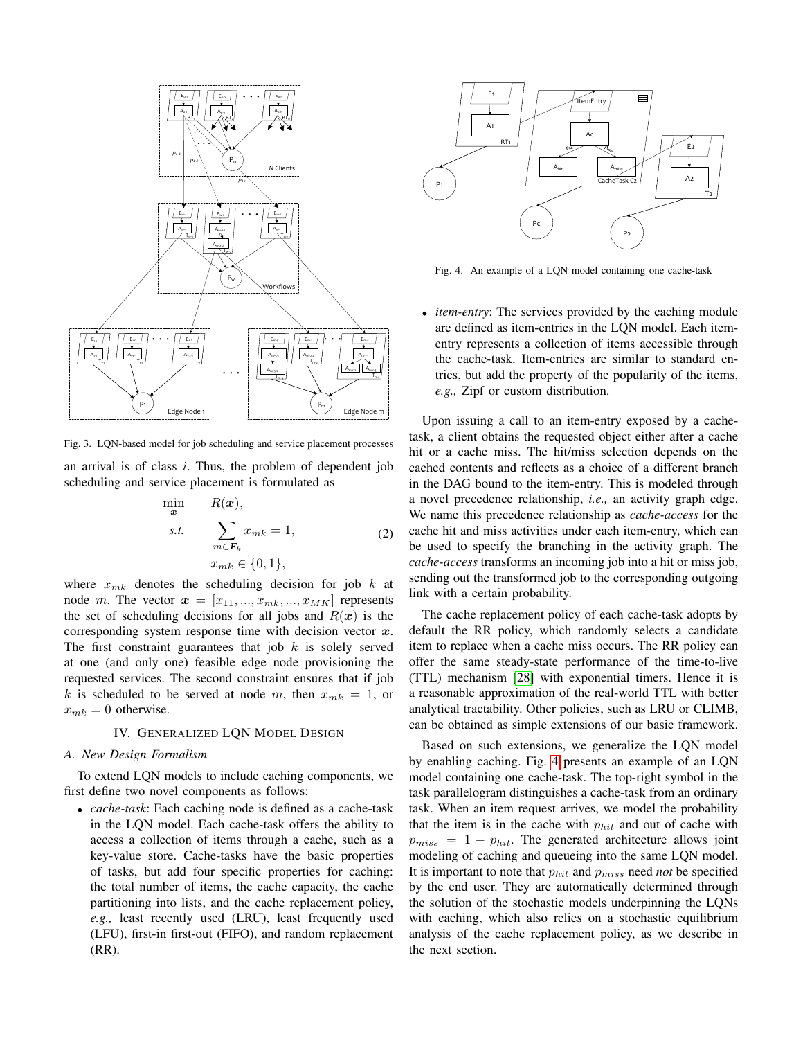Fig. 3. LQN-based model for job scheduling and service placement processes

an arrival is of class $i$. Thus, the problem of dependent job scheduling and service placement is formulated as

$$
\begin{aligned}
\min_{\boldsymbol{x}} \quad & R(\boldsymbol{x}), \\
\text{s.t.} \quad & \sum_{m \in \boldsymbol{F}_k} x_{mk} = 1, \\
& x_{mk} \in \{0, 1\},
\end{aligned} \tag{2}
$$

where $x_{mk}$ denotes the scheduling decision for job $k$ at node $m$. The vector $\boldsymbol{x} = [x_{11}, ..., x_{mk}, ..., x_{MK}]$ represents the set of scheduling decisions for all jobs and $R(\boldsymbol{x})$ is the corresponding system response time with decision vector $\boldsymbol{x}$. The first constraint guarantees that job $k$ is solely served at one (and only one) feasible edge node provisioning the requested services. The second constraint ensures that if job $k$ is scheduled to be served at node $m$, then $x_{mk} = 1$, or $x_{mk} = 0$ otherwise.

## IV. Generalized LQN Model Design

### A. New Design Formalism

To extend LQN models to include caching components, we first define two novel components as follows:

- *cache-task*: Each caching node is defined as a cache-task in the LQN model. Each cache-task offers the ability to access a collection of items through a cache, such as a key-value store. Cache-tasks have the basic properties of tasks, but add four specific properties for caching: the total number of items, the cache capacity, the cache partitioning into lists, and the cache replacement policy, *e.g.,* least recently used (LRU), least frequently used (LFU), first-in first-out (FIFO), and random replacement (RR).

Fig. 4. An example of a LQN model containing one cache-task

- *item-entry*: The services provided by the caching module are defined as item-entries in the LQN model. Each item-entry represents a collection of items accessible through the cache-task. Item-entries are similar to standard entries, but add the property of the popularity of the items, *e.g.,* Zipf or custom distribution.

Upon issuing a call to an item-entry exposed by a cache-task, a client obtains the requested object either after a cache hit or a cache miss. The hit/miss selection depends on the cached contents and reflects as a choice of a different branch in the DAG bound to the item-entry. This is modeled through a novel precedence relationship, *i.e.,* an activity graph edge. We name this precedence relationship as *cache-access* for the cache hit and miss activities under each item-entry, which can be used to specify the branching in the activity graph. The *cache-access* transforms an incoming job into a hit or miss job, sending out the transformed job to the corresponding outgoing link with a certain probability.

The cache replacement policy of each cache-task adopts by default the RR policy, which randomly selects a candidate item to replace when a cache miss occurs. The RR policy can offer the same steady-state performance of the time-to-live (TTL) mechanism [28] with exponential timers. Hence it is a reasonable approximation of the real-world TTL with better analytical tractability. Other policies, such as LRU or CLIMB, can be obtained as simple extensions of our basic framework.

Based on such extensions, we generalize the LQN model by enabling caching. Fig. 4 presents an example of an LQN model containing one cache-task. The top-right symbol in the task parallelogram distinguishes a cache-task from an ordinary task. When an item request arrives, we model the probability that the item is in the cache with $p_{hit}$ and out of cache with $p_{miss} = 1 - p_{hit}$. The generated architecture allows joint modeling of caching and queueing into the same LQN model. It is important to note that $p_{hit}$ and $p_{miss}$ need *not* be specified by the end user. They are automatically determined through the solution of the stochastic models underpinning the LQNs with caching, which also relies on a stochastic equilibrium analysis of the cache replacement policy, as we describe in the next section.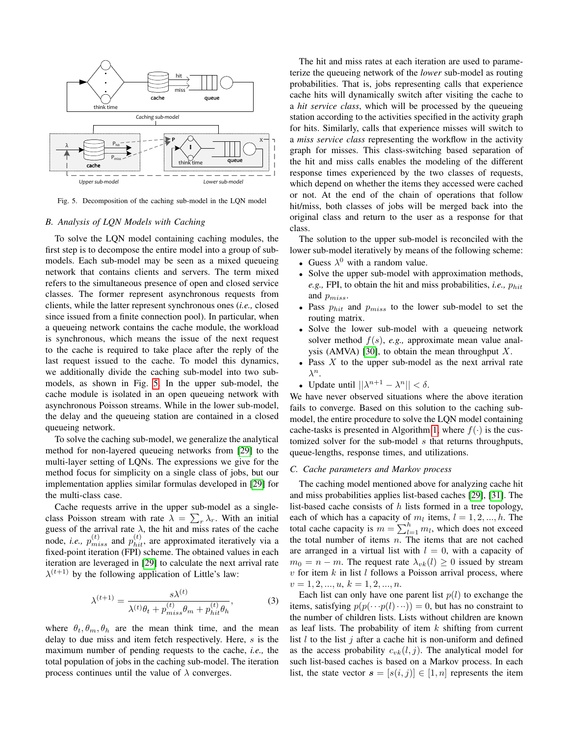Fig. 5. Decomposition of the caching sub-model in the LQN model

### B. Analysis of LQN Models with Caching

To solve the LQN model containing caching modules, the first step is to decompose the entire model into a group of sub-models. Each sub-model may be seen as a mixed queueing network that contains clients and servers. The term mixed refers to the simultaneous presence of open and closed service classes. The former represent asynchronous requests from clients, while the latter represent synchronous ones (*i.e.,* closed since issued from a finite connection pool). In particular, when a queueing network contains the cache module, the workload is synchronous, which means the issue of the next request to the cache is required to take place after the reply of the last request issued to the cache. To model this dynamics, we additionally divide the caching sub-model into two sub-models, as shown in Fig. 5. In the upper sub-model, the cache module is isolated in an open queueing network with asynchronous Poisson streams. While in the lower sub-model, the delay and the queueing station are contained in a closed queueing network.

To solve the caching sub-model, we generalize the analytical method for non-layered queueing networks from [29] to the multi-layer setting of LQNs. The expressions we give for the method focus for simplicity on a single class of jobs, but our implementation applies similar formulas developed in [29] for the multi-class case.

Cache requests arrive in the upper sub-model as a single-class Poisson stream with rate $\lambda = \sum_r \lambda_r$. With an initial guess of the arrival rate $\lambda$, the hit and miss rates of the cache node, *i.e.,* $p^{(t)}_{miss}$ and $p^{(t)}_{hit}$, are approximated iteratively via a fixed-point iteration (FPI) scheme. The obtained values in each iteration are leveraged in [29] to calculate the next arrival rate $\lambda^{(t+1)}$ by the following application of Little's law:

$$\lambda^{(t+1)} = \frac{s\lambda^{(t)}}{\lambda^{(t)}\theta_t + p^{(t)}_{miss}\theta_m + p^{(t)}_{hit}\theta_h}, \tag{3}$$

where $\theta_t, \theta_m, \theta_h$ are the mean think time, and the mean delay to due miss and item fetch respectively. Here, $s$ is the maximum number of pending requests to the cache, *i.e.,* the total population of jobs in the caching sub-model. The iteration process continues until the value of $\lambda$ converges.

The hit and miss rates at each iteration are used to parameterize the queueing network of the *lower* sub-model as routing probabilities. That is, jobs representing calls that experience cache hits will dynamically switch after visiting the cache to a *hit service class*, which will be processed by the queueing station according to the activities specified in the activity graph for hits. Similarly, calls that experience misses will switch to a *miss service class* representing the workflow in the activity graph for misses. This class-switching based separation of the hit and miss calls enables the modeling of the different response times experienced by the two classes of requests, which depend on whether the items they accessed were cached or not. At the end of the chain of operations that follow hit/miss, both classes of jobs will be merged back into the original class and return to the user as a response for that class.

The solution to the upper sub-model is reconciled with the lower sub-model iteratively by means of the following scheme:

- Guess $\lambda^0$ with a random value.
- Solve the upper sub-model with approximation methods, *e.g.,* FPI, to obtain the hit and miss probabilities, *i.e.,* $p_{hit}$ and $p_{miss}$.
- Pass $p_{hit}$ and $p_{miss}$ to the lower sub-model to set the routing matrix.
- Solve the lower sub-model with a queueing network solver method $f(s)$, *e.g.,* approximate mean value analysis (AMVA) [30], to obtain the mean throughput $X$.
- Pass $X$ to the upper sub-model as the next arrival rate $\lambda^n$.
- Update until $||\lambda^{n+1} - \lambda^n|| < \delta$.

We have never observed situations where the above iteration fails to converge. Based on this solution to the caching sub-model, the entire procedure to solve the LQN model containing cache-tasks is presented in Algorithm 1, where $f(\cdot)$ is the customized solver for the sub-model $s$ that returns throughputs, queue-lengths, response times, and utilizations.

### C. Cache parameters and Markov process

The caching model mentioned above for analyzing cache hit and miss probabilities applies list-based caches [29], [31]. The list-based cache consists of $h$ lists formed in a tree topology, each of which has a capacity of $m_l$ items, $l = 1, 2, ..., h$. The total cache capacity is $m = \sum_{l=1}^{h} m_l$, which does not exceed the total number of items $n$. The items that are not cached are arranged in a virtual list with $l = 0$, with a capacity of $m_0 = n - m$. The request rate $\lambda_{vk}(l) \geq 0$ issued by stream $v$ for item $k$ in list $l$ follows a Poisson arrival process, where $v = 1, 2, ..., u$, $k = 1, 2, ..., n$.

Each list can only have one parent list $p(l)$ to exchange the items, satisfying $p(p(\cdots p(l)\cdots)) = 0$, but has no constraint to the number of children lists. Lists without children are known as leaf lists. The probability of item $k$ shifting from current list $l$ to the list $j$ after a cache hit is non-uniform and defined as the access probability $c_{vk}(l, j)$. The analytical model for such list-based caches is based on a Markov process. In each list, the state vector $\boldsymbol{s} = [s(i, j)] \in [1, n]$ represents the item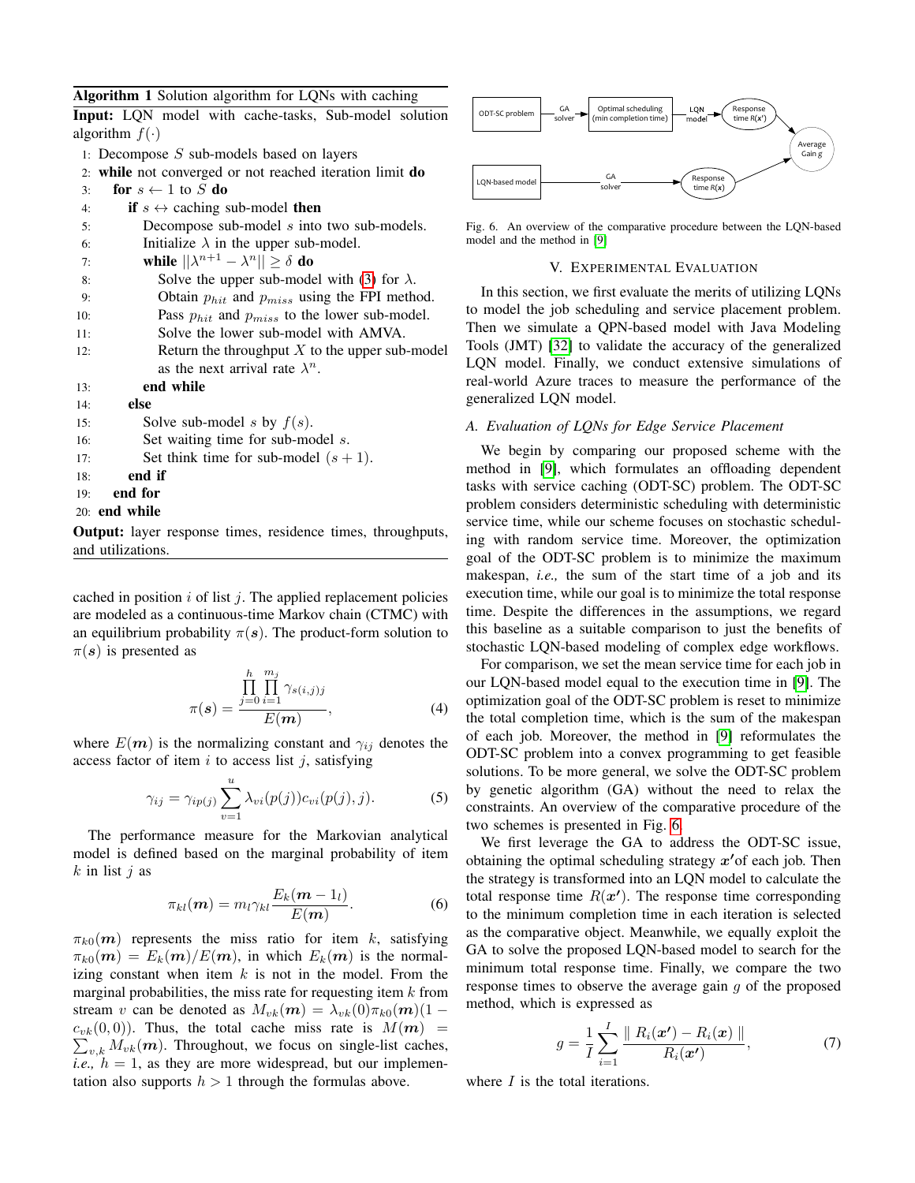**Algorithm 1** Solution algorithm for LQNs with caching

**Input:** LQN model with cache-tasks, Sub-model solution algorithm $f(\cdot)$

1: Decompose $S$ sub-models based on layers
2: **while** not converged or not reached iteration limit **do**
3: &nbsp;&nbsp;**for** $s \leftarrow 1$ to $S$ **do**
4: &nbsp;&nbsp;&nbsp;&nbsp;**if** $s \leftrightarrow$ caching sub-model **then**
5: &nbsp;&nbsp;&nbsp;&nbsp;&nbsp;&nbsp;Decompose sub-model $s$ into two sub-models.
6: &nbsp;&nbsp;&nbsp;&nbsp;&nbsp;&nbsp;Initialize $\lambda$ in the upper sub-model.
7: &nbsp;&nbsp;&nbsp;&nbsp;&nbsp;&nbsp;**while** $||\lambda^{n+1} - \lambda^{n}|| \geq \delta$ **do**
8: &nbsp;&nbsp;&nbsp;&nbsp;&nbsp;&nbsp;&nbsp;&nbsp;Solve the upper sub-model with (3) for $\lambda$.
9: &nbsp;&nbsp;&nbsp;&nbsp;&nbsp;&nbsp;&nbsp;&nbsp;Obtain $p_{hit}$ and $p_{miss}$ using the FPI method.
10: &nbsp;&nbsp;&nbsp;&nbsp;&nbsp;&nbsp;&nbsp;&nbsp;Pass $p_{hit}$ and $p_{miss}$ to the lower sub-model.
11: &nbsp;&nbsp;&nbsp;&nbsp;&nbsp;&nbsp;&nbsp;&nbsp;Solve the lower sub-model with AMVA.
12: &nbsp;&nbsp;&nbsp;&nbsp;&nbsp;&nbsp;&nbsp;&nbsp;Return the throughput $X$ to the upper sub-model as the next arrival rate $\lambda^{n}$.
13: &nbsp;&nbsp;&nbsp;&nbsp;&nbsp;&nbsp;**end while**
14: &nbsp;&nbsp;&nbsp;&nbsp;**else**
15: &nbsp;&nbsp;&nbsp;&nbsp;&nbsp;&nbsp;Solve sub-model $s$ by $f(s)$.
16: &nbsp;&nbsp;&nbsp;&nbsp;&nbsp;&nbsp;Set waiting time for sub-model $s$.
17: &nbsp;&nbsp;&nbsp;&nbsp;&nbsp;&nbsp;Set think time for sub-model $(s+1)$.
18: &nbsp;&nbsp;&nbsp;&nbsp;**end if**
19: &nbsp;&nbsp;**end for**
20: **end while**

**Output:** layer response times, residence times, throughputs, and utilizations.

cached in position $i$ of list $j$. The applied replacement policies are modeled as a continuous-time Markov chain (CTMC) with an equilibrium probability $\pi(\boldsymbol{s})$. The product-form solution to $\pi(\boldsymbol{s})$ is presented as

$$\pi(\boldsymbol{s}) = \frac{\prod_{j=0}^{h}\prod_{i=1}^{m_j}\gamma_{s(i,j)j}}{E(\boldsymbol{m})}, \tag{4}$$

where $E(\boldsymbol{m})$ is the normalizing constant and $\gamma_{ij}$ denotes the access factor of item $i$ to access list $j$, satisfying

$$\gamma_{ij} = \gamma_{ip(j)}\sum_{v=1}^{u}\lambda_{vi}(p(j))c_{vi}(p(j),j). \tag{5}$$

The performance measure for the Markovian analytical model is defined based on the marginal probability of item $k$ in list $j$ as

$$\pi_{kl}(\boldsymbol{m}) = m_l\gamma_{kl}\frac{E_k(\boldsymbol{m}-1_l)}{E(\boldsymbol{m})}. \tag{6}$$

$\pi_{k0}(\boldsymbol{m})$ represents the miss ratio for item $k$, satisfying $\pi_{k0}(\boldsymbol{m}) = E_k(\boldsymbol{m})/E(\boldsymbol{m})$, in which $E_k(\boldsymbol{m})$ is the normalizing constant when item $k$ is not in the model. From the marginal probabilities, the miss rate for requesting item $k$ from stream $v$ can be denoted as $M_{vk}(\boldsymbol{m}) = \lambda_{vk}(0)\pi_{k0}(\boldsymbol{m})(1 - c_{vk}(0,0))$. Thus, the total cache miss rate is $M(\boldsymbol{m}) = \sum_{v,k}M_{vk}(\boldsymbol{m})$. Throughout, we focus on single-list caches, *i.e.,* $h = 1$, as they are more widespread, but our implementation also supports $h > 1$ through the formulas above.

Fig. 6. An overview of the comparative procedure between the LQN-based model and the method in [9]

## V. Experimental Evaluation

In this section, we first evaluate the merits of utilizing LQNs to model the job scheduling and service placement problem. Then we simulate a QPN-based model with Java Modeling Tools (JMT) [32] to validate the accuracy of the generalized LQN model. Finally, we conduct extensive simulations of real-world Azure traces to measure the performance of the generalized LQN model.

### A. Evaluation of LQNs for Edge Service Placement

We begin by comparing our proposed scheme with the method in [9], which formulates an offloading dependent tasks with service caching (ODT-SC) problem. The ODT-SC problem considers deterministic scheduling with deterministic service time, while our scheme focuses on stochastic scheduling with random service time. Moreover, the optimization goal of the ODT-SC problem is to minimize the maximum makespan, *i.e.,* the sum of the start time of a job and its execution time, while our goal is to minimize the total response time. Despite the differences in the assumptions, we regard this baseline as a suitable comparison to just the benefits of stochastic LQN-based modeling of complex edge workflows.

For comparison, we set the mean service time for each job in our LQN-based model equal to the execution time in [9]. The optimization goal of the ODT-SC problem is reset to minimize the total completion time, which is the sum of the makespan of each job. Moreover, the method in [9] reformulates the ODT-SC problem into a convex programming to get feasible solutions. To be more general, we solve the ODT-SC problem by genetic algorithm (GA) without the need to relax the constraints. An overview of the comparative procedure of the two schemes is presented in Fig. 6.

We first leverage the GA to address the ODT-SC issue, obtaining the optimal scheduling strategy $\boldsymbol{x}'$of each job. Then the strategy is transformed into an LQN model to calculate the total response time $R(\boldsymbol{x}')$. The response time corresponding to the minimum completion time in each iteration is selected as the comparative object. Meanwhile, we equally exploit the GA to solve the proposed LQN-based model to search for the minimum total response time. Finally, we compare the two response times to observe the average gain $g$ of the proposed method, which is expressed as

$$g = \frac{1}{I}\sum_{i=1}^{I}\frac{\parallel R_i(\boldsymbol{x}') - R_i(\boldsymbol{x})\parallel}{R_i(\boldsymbol{x}')}, \tag{7}$$

where $I$ is the total iterations.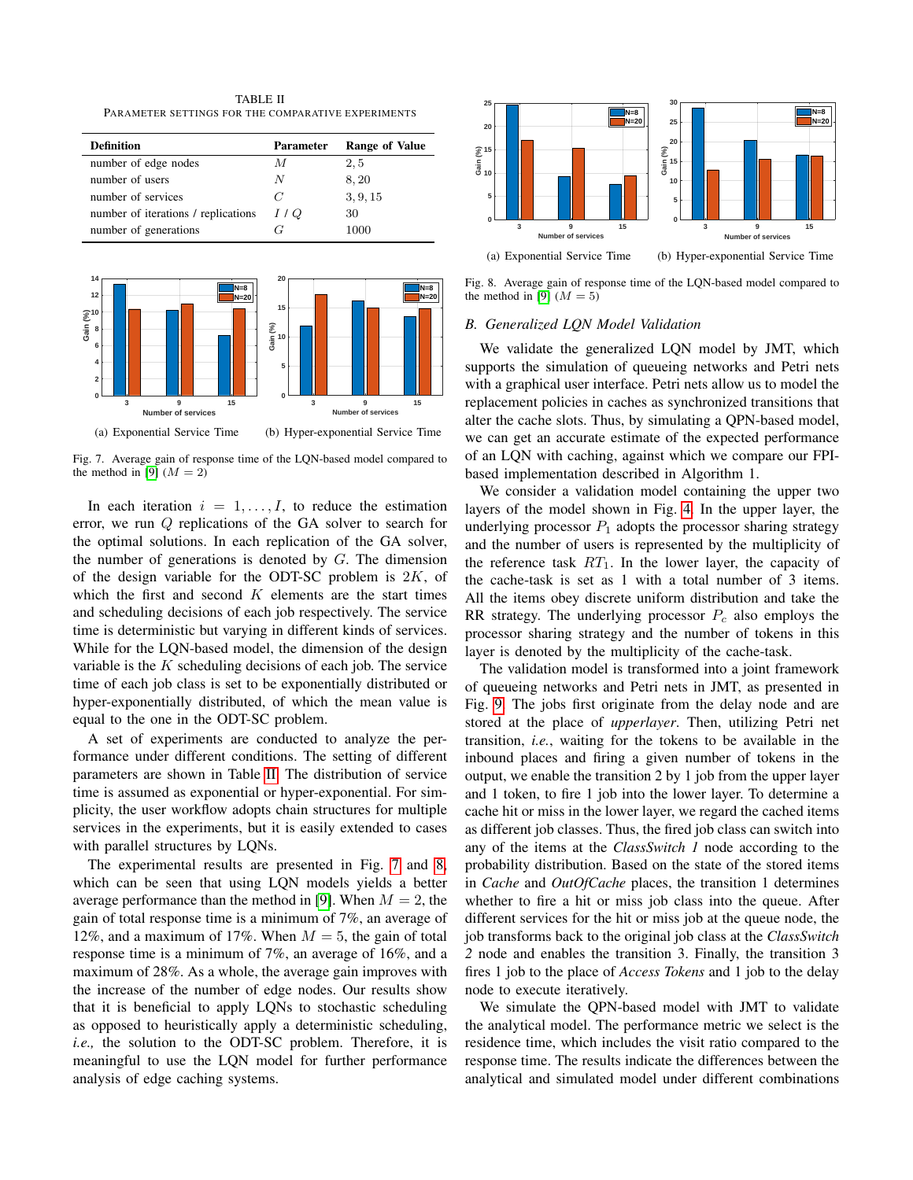TABLE II
PARAMETER SETTINGS FOR THE COMPARATIVE EXPERIMENTS

| Definition | Parameter | Range of Value |
|---|---|---|
| number of edge nodes | $M$ | $2, 5$ |
| number of users | $N$ | $8, 20$ |
| number of services | $C$ | $3, 9, 15$ |
| number of iterations / replications | $I$ / $Q$ | 30 |
| number of generations | $G$ | 1000 |

(a) Exponential Service Time (b) Hyper-exponential Service Time

Fig. 7. Average gain of response time of the LQN-based model compared to the method in [9] ($M = 2$)

In each iteration $i = 1, \dots, I$, to reduce the estimation error, we run $Q$ replications of the GA solver to search for the optimal solutions. In each replication of the GA solver, the number of generations is denoted by $G$. The dimension of the design variable for the ODT-SC problem is $2K$, of which the first and second $K$ elements are the start times and scheduling decisions of each job respectively. The service time is deterministic but varying in different kinds of services. While for the LQN-based model, the dimension of the design variable is the $K$ scheduling decisions of each job. The service time of each job class is set to be exponentially distributed or hyper-exponentially distributed, of which the mean value is equal to the one in the ODT-SC problem.

A set of experiments are conducted to analyze the performance under different conditions. The setting of different parameters are shown in Table II. The distribution of service time is assumed as exponential or hyper-exponential. For simplicity, the user workflow adopts chain structures for multiple services in the experiments, but it is easily extended to cases with parallel structures by LQNs.

The experimental results are presented in Fig. 7 and 8, which can be seen that using LQN models yields a better average performance than the method in [9]. When $M = 2$, the gain of total response time is a minimum of 7%, an average of 12%, and a maximum of 17%. When $M = 5$, the gain of total response time is a minimum of 7%, an average of 16%, and a maximum of 28%. As a whole, the average gain improves with the increase of the number of edge nodes. Our results show that it is beneficial to apply LQNs to stochastic scheduling as opposed to heuristically apply a deterministic scheduling, *i.e.,* the solution to the ODT-SC problem. Therefore, it is meaningful to use the LQN model for further performance analysis of edge caching systems.

(a) Exponential Service Time (b) Hyper-exponential Service Time

Fig. 8. Average gain of response time of the LQN-based model compared to the method in [9] ($M = 5$)

### B. Generalized LQN Model Validation

We validate the generalized LQN model by JMT, which supports the simulation of queueing networks and Petri nets with a graphical user interface. Petri nets allow us to model the replacement policies in caches as synchronized transitions that alter the cache slots. Thus, by simulating a QPN-based model, we can get an accurate estimate of the expected performance of an LQN with caching, against which we compare our FPI-based implementation described in Algorithm 1.

We consider a validation model containing the upper two layers of the model shown in Fig. 4. In the upper layer, the underlying processor $P_1$ adopts the processor sharing strategy and the number of users is represented by the multiplicity of the reference task $RT_1$. In the lower layer, the capacity of the cache-task is set as 1 with a total number of 3 items. All the items obey discrete uniform distribution and take the RR strategy. The underlying processor $P_c$ also employs the processor sharing strategy and the number of tokens in this layer is denoted by the multiplicity of the cache-task.

The validation model is transformed into a joint framework of queueing networks and Petri nets in JMT, as presented in Fig. 9. The jobs first originate from the delay node and are stored at the place of *upperlayer*. Then, utilizing Petri net transition, *i.e.*, waiting for the tokens to be available in the inbound places and firing a given number of tokens in the output, we enable the transition 2 by 1 job from the upper layer and 1 token, to fire 1 job into the lower layer. To determine a cache hit or miss in the lower layer, we regard the cached items as different job classes. Thus, the fired job class can switch into any of the items at the *ClassSwitch 1* node according to the probability distribution. Based on the state of the stored items in *Cache* and *OutOfCache* places, the transition 1 determines whether to fire a hit or miss job class into the queue. After different services for the hit or miss job at the queue node, the job transforms back to the original job class at the *ClassSwitch 2* node and enables the transition 3. Finally, the transition 3 fires 1 job to the place of *Access Tokens* and 1 job to the delay node to execute iteratively.

We simulate the QPN-based model with JMT to validate the analytical model. The performance metric we select is the residence time, which includes the visit ratio compared to the response time. The results indicate the differences between the analytical and simulated model under different combinations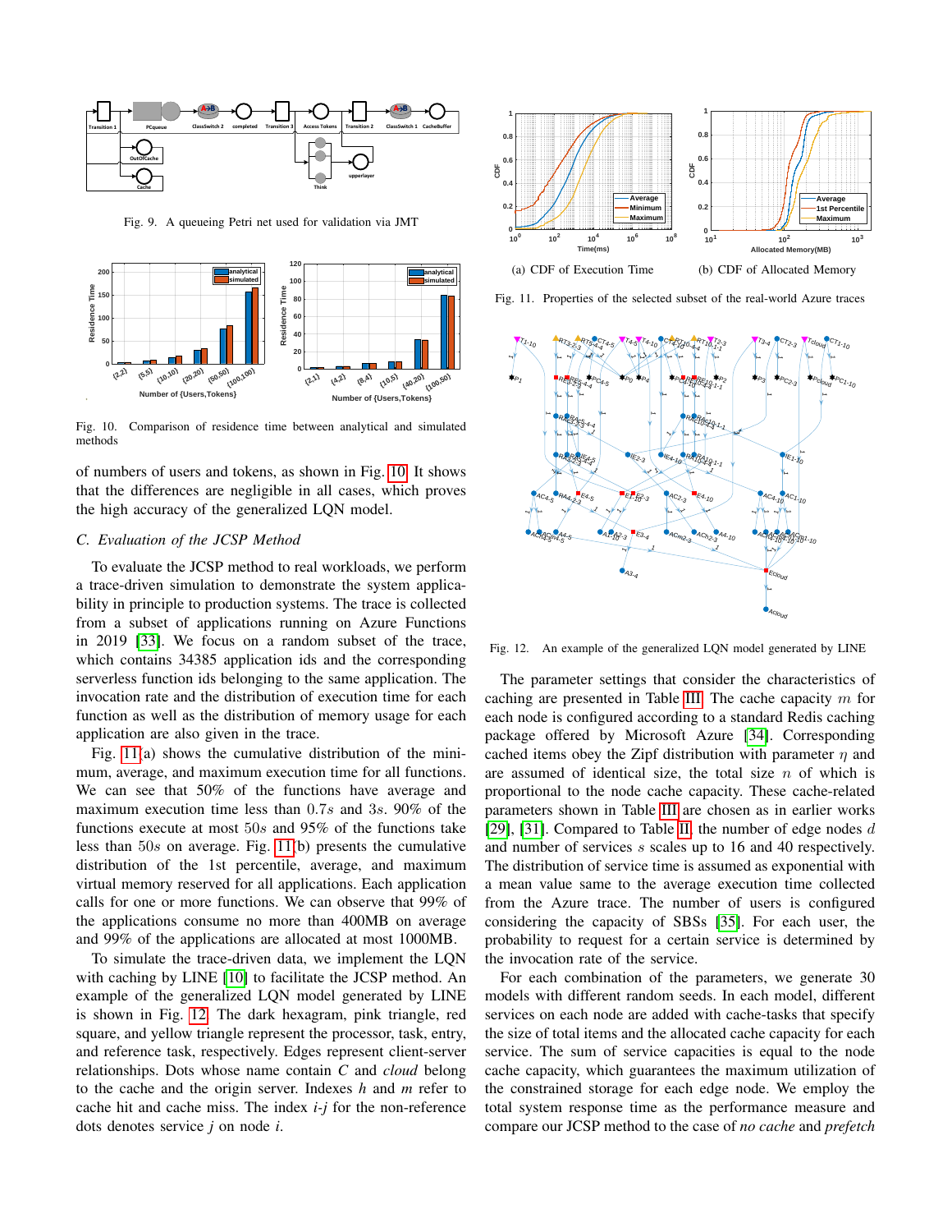Fig. 9. A queueing Petri net used for validation via JMT

Fig. 10. Comparison of residence time between analytical and simulated methods

of numbers of users and tokens, as shown in Fig. 10. It shows that the differences are negligible in all cases, which proves the high accuracy of the generalized LQN model.

### C. Evaluation of the JCSP Method

To evaluate the JCSP method to real workloads, we perform a trace-driven simulation to demonstrate the system applicability in principle to production systems. The trace is collected from a subset of applications running on Azure Functions in 2019 [33]. We focus on a random subset of the trace, which contains 34385 application ids and the corresponding serverless function ids belonging to the same application. The invocation rate and the distribution of execution time for each function as well as the distribution of memory usage for each application are also given in the trace.

Fig. 11(a) shows the cumulative distribution of the minimum, average, and maximum execution time for all functions. We can see that 50% of the functions have average and maximum execution time less than $0.7s$ and $3s$. 90% of the functions execute at most $50s$ and 95% of the functions take less than $50s$ on average. Fig. 11(b) presents the cumulative distribution of the 1st percentile, average, and maximum virtual memory reserved for all applications. Each application calls for one or more functions. We can observe that 99% of the applications consume no more than 400MB on average and 99% of the applications are allocated at most 1000MB.

To simulate the trace-driven data, we implement the LQN with caching by LINE [10] to facilitate the JCSP method. An example of the generalized LQN model generated by LINE is shown in Fig. 12. The dark hexagram, pink triangle, red square, and yellow triangle represent the processor, task, entry, and reference task, respectively. Edges represent client-server relationships. Dots whose name contain *C* and *cloud* belong to the cache and the origin server. Indexes *h* and *m* refer to cache hit and cache miss. The index *i-j* for the non-reference dots denotes service *j* on node *i*.

(a) CDF of Execution Time (b) CDF of Allocated Memory

Fig. 11. Properties of the selected subset of the real-world Azure traces

Fig. 12. An example of the generalized LQN model generated by LINE

The parameter settings that consider the characteristics of caching are presented in Table III. The cache capacity $m$ for each node is configured according to a standard Redis caching package offered by Microsoft Azure [34]. Corresponding cached items obey the Zipf distribution with parameter $\eta$ and are assumed of identical size, the total size $n$ of which is proportional to the node cache capacity. These cache-related parameters shown in Table III are chosen as in earlier works [29], [31]. Compared to Table II, the number of edge nodes $d$ and number of services $s$ scales up to 16 and 40 respectively. The distribution of service time is assumed as exponential with a mean value same to the average execution time collected from the Azure trace. The number of users is configured considering the capacity of SBSs [35]. For each user, the probability to request for a certain service is determined by the invocation rate of the service.

For each combination of the parameters, we generate 30 models with different random seeds. In each model, different services on each node are added with cache-tasks that specify the size of total items and the allocated cache capacity for each service. The sum of service capacities is equal to the node cache capacity, which guarantees the maximum utilization of the constrained storage for each edge node. We employ the total system response time as the performance measure and compare our JCSP method to the case of *no cache* and *prefetch*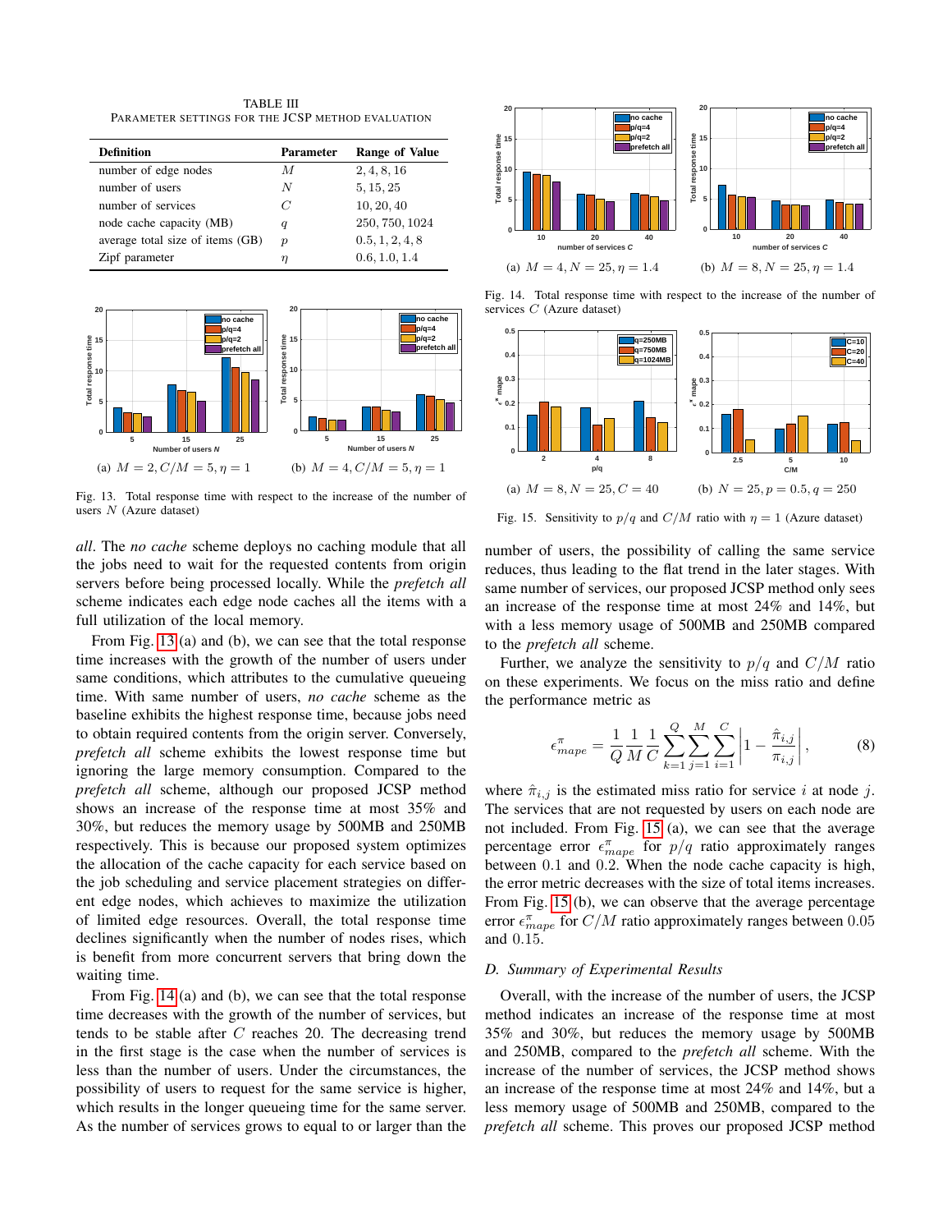TABLE III
PARAMETER SETTINGS FOR THE JCSP METHOD EVALUATION

| Definition | Parameter | Range of Value |
|---|---|---|
| number of edge nodes | $M$ | $2, 4, 8, 16$ |
| number of users | $N$ | $5, 15, 25$ |
| number of services | $C$ | $10, 20, 40$ |
| node cache capacity (MB) | $q$ | $250, 750, 1024$ |
| average total size of items (GB) | $p$ | $0.5, 1, 2, 4, 8$ |
| Zipf parameter | $\eta$ | $0.6, 1.0, 1.4$ |

(a) $M = 2, C/M = 5, \eta = 1$ (b) $M = 4, C/M = 5, \eta = 1$

Fig. 13. Total response time with respect to the increase of the number of users $N$ (Azure dataset)

*all*. The *no cache* scheme deploys no caching module that all the jobs need to wait for the requested contents from origin servers before being processed locally. While the *prefetch all* scheme indicates each edge node caches all the items with a full utilization of the local memory.

From Fig. 13 (a) and (b), we can see that the total response time increases with the growth of the number of users under same conditions, which attributes to the cumulative queueing time. With same number of users, *no cache* scheme as the baseline exhibits the highest response time, because jobs need to obtain required contents from the origin server. Conversely, *prefetch all* scheme exhibits the lowest response time but ignoring the large memory consumption. Compared to the *prefetch all* scheme, although our proposed JCSP method shows an increase of the response time at most 35% and 30%, but reduces the memory usage by 500MB and 250MB respectively. This is because our proposed system optimizes the allocation of the cache capacity for each service based on the job scheduling and service placement strategies on different edge nodes, which achieves to maximize the utilization of limited edge resources. Overall, the total response time declines significantly when the number of nodes rises, which is benefit from more concurrent servers that bring down the waiting time.

From Fig. 14 (a) and (b), we can see that the total response time decreases with the growth of the number of services, but tends to be stable after $C$ reaches 20. The decreasing trend in the first stage is the case when the number of services is less than the number of users. Under the circumstances, the possibility of users to request for the same service is higher, which results in the longer queueing time for the same server. As the number of services grows to equal to or larger than the number of users, the possibility of calling the same service reduces, thus leading to the flat trend in the later stages. With same number of services, our proposed JCSP method only sees an increase of the response time at most 24% and 14%, but with a less memory usage of 500MB and 250MB compared to the *prefetch all* scheme.

(a) $M = 4, N = 25, \eta = 1.4$ (b) $M = 8, N = 25, \eta = 1.4$

Fig. 14. Total response time with respect to the increase of the number of services $C$ (Azure dataset)

(a) $M = 8, N = 25, C = 40$ (b) $N = 25, p = 0.5, q = 250$

Fig. 15. Sensitivity to $p/q$ and $C/M$ ratio with $\eta = 1$ (Azure dataset)

Further, we analyze the sensitivity to $p/q$ and $C/M$ ratio on these experiments. We focus on the miss ratio and define the performance metric as

$$\epsilon^{\pi}_{mape} = \frac{1}{Q}\frac{1}{M}\frac{1}{C}\sum_{k=1}^{Q}\sum_{j=1}^{M}\sum_{i=1}^{C}\left|1 - \frac{\hat{\pi}_{i,j}}{\pi_{i,j}}\right|, \qquad (8)$$

where $\hat{\pi}_{i,j}$ is the estimated miss ratio for service $i$ at node $j$. The services that are not requested by users on each node are not included. From Fig. 15 (a), we can see that the average percentage error $\epsilon^{\pi}_{mape}$ for $p/q$ ratio approximately ranges between 0.1 and 0.2. When the node cache capacity is high, the error metric decreases with the size of total items increases. From Fig. 15 (b), we can observe that the average percentage error $\epsilon^{\pi}_{mape}$ for $C/M$ ratio approximately ranges between 0.05 and 0.15.

### D. Summary of Experimental Results

Overall, with the increase of the number of users, the JCSP method indicates an increase of the response time at most 35% and 30%, but reduces the memory usage by 500MB and 250MB, compared to the *prefetch all* scheme. With the increase of the number of services, the JCSP method shows an increase of the response time at most 24% and 14%, but a less memory usage of 500MB and 250MB, compared to the *prefetch all* scheme. This proves our proposed JCSP method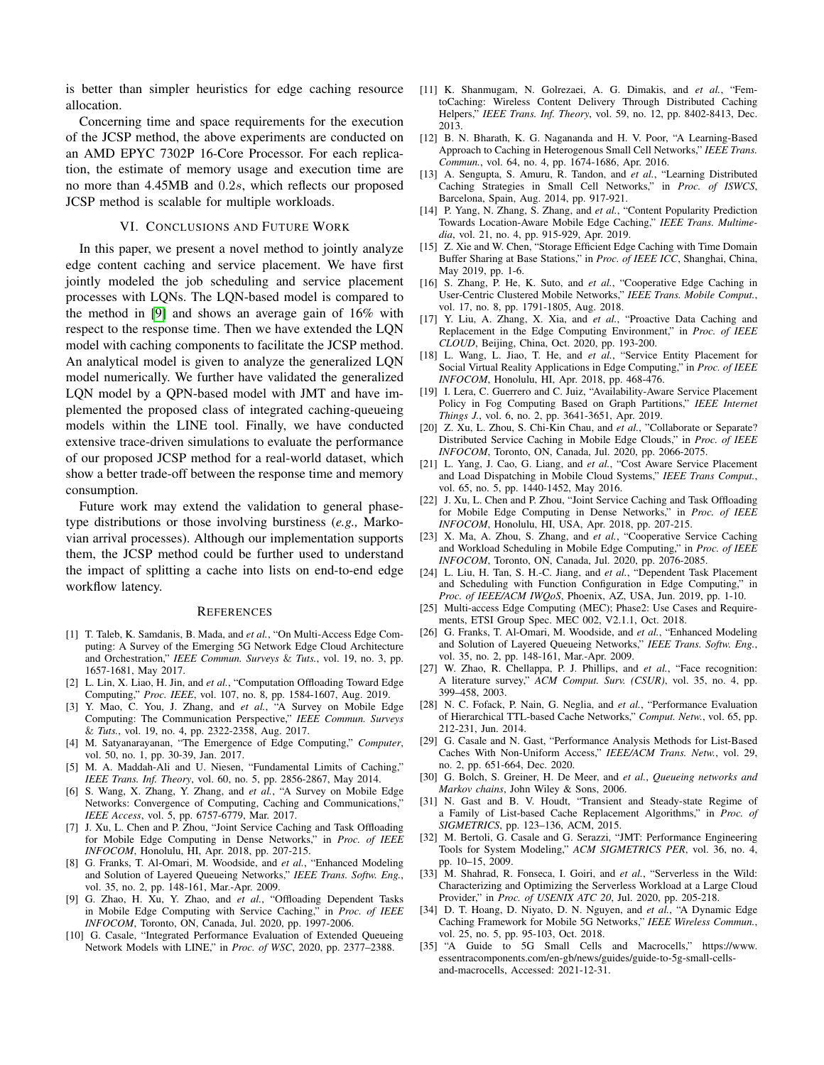is better than simpler heuristics for edge caching resource allocation.

Concerning time and space requirements for the execution of the JCSP method, the above experiments are conducted on an AMD EPYC 7302P 16-Core Processor. For each replication, the estimate of memory usage and execution time are no more than 4.45MB and $0.2s$, which reflects our proposed JCSP method is scalable for multiple workloads.

## VI. Conclusions and Future Work

In this paper, we present a novel method to jointly analyze edge content caching and service placement. We have first jointly modeled the job scheduling and service placement processes with LQNs. The LQN-based model is compared to the method in [9] and shows an average gain of 16% with respect to the response time. Then we have extended the LQN model with caching components to facilitate the JCSP method. An analytical model is given to analyze the generalized LQN model numerically. We further have validated the generalized LQN model by a QPN-based model with JMT and have implemented the proposed class of integrated caching-queueing models within the LINE tool. Finally, we have conducted extensive trace-driven simulations to evaluate the performance of our proposed JCSP method for a real-world dataset, which show a better trade-off between the response time and memory consumption.

Future work may extend the validation to general phase-type distributions or those involving burstiness (*e.g.,* Markovian arrival processes). Although our implementation supports them, the JCSP method could be further used to understand the impact of splitting a cache into lists on end-to-end edge workflow latency.

## References

[1] T. Taleb, K. Samdanis, B. Mada, and *et al.*, "On Multi-Access Edge Computing: A Survey of the Emerging 5G Network Edge Cloud Architecture and Orchestration," *IEEE Commun. Surveys & Tuts.*, vol. 19, no. 3, pp. 1657-1681, May 2017.

[2] L. Lin, X. Liao, H. Jin, and *et al.*, "Computation Offloading Toward Edge Computing," *Proc. IEEE*, vol. 107, no. 8, pp. 1584-1607, Aug. 2019.

[3] Y. Mao, C. You, J. Zhang, and *et al.*, "A Survey on Mobile Edge Computing: The Communication Perspective," *IEEE Commun. Surveys & Tuts.*, vol. 19, no. 4, pp. 2322-2358, Aug. 2017.

[4] M. Satyanarayanan, "The Emergence of Edge Computing," *Computer*, vol. 50, no. 1, pp. 30-39, Jan. 2017.

[5] M. A. Maddah-Ali and U. Niesen, "Fundamental Limits of Caching," *IEEE Trans. Inf. Theory*, vol. 60, no. 5, pp. 2856-2867, May 2014.

[6] S. Wang, X. Zhang, Y. Zhang, and *et al.*, "A Survey on Mobile Edge Networks: Convergence of Computing, Caching and Communications," *IEEE Access*, vol. 5, pp. 6757-6779, Mar. 2017.

[7] J. Xu, L. Chen and P. Zhou, "Joint Service Caching and Task Offloading for Mobile Edge Computing in Dense Networks," in *Proc. of IEEE INFOCOM*, Honolulu, HI, Apr. 2018, pp. 207-215.

[8] G. Franks, T. Al-Omari, M. Woodside, and *et al.*, "Enhanced Modeling and Solution of Layered Queueing Networks," *IEEE Trans. Softw. Eng.*, vol. 35, no. 2, pp. 148-161, Mar.-Apr. 2009.

[9] G. Zhao, H. Xu, Y. Zhao, and *et al.*, "Offloading Dependent Tasks in Mobile Edge Computing with Service Caching," in *Proc. of IEEE INFOCOM*, Toronto, ON, Canada, Jul. 2020, pp. 1997-2006.

[10] G. Casale, "Integrated Performance Evaluation of Extended Queueing Network Models with LINE," in *Proc. of WSC*, 2020, pp. 2377–2388.

[11] K. Shanmugam, N. Golrezaei, A. G. Dimakis, and *et al.*, "FemtoCaching: Wireless Content Delivery Through Distributed Caching Helpers," *IEEE Trans. Inf. Theory*, vol. 59, no. 12, pp. 8402-8413, Dec. 2013.

[12] B. N. Bharath, K. G. Nagananda and H. V. Poor, "A Learning-Based Approach to Caching in Heterogenous Small Cell Networks," *IEEE Trans. Commun.*, vol. 64, no. 4, pp. 1674-1686, Apr. 2016.

[13] A. Sengupta, S. Amuru, R. Tandon, and *et al.*, "Learning Distributed Caching Strategies in Small Cell Networks," in *Proc. of ISWCS*, Barcelona, Spain, Aug. 2014, pp. 917-921.

[14] P. Yang, N. Zhang, S. Zhang, and *et al.*, "Content Popularity Prediction Towards Location-Aware Mobile Edge Caching," *IEEE Trans. Multimedia*, vol. 21, no. 4, pp. 915-929, Apr. 2019.

[15] Z. Xie and W. Chen, "Storage Efficient Edge Caching with Time Domain Buffer Sharing at Base Stations," in *Proc. of IEEE ICC*, Shanghai, China, May 2019, pp. 1-6.

[16] S. Zhang, P. He, K. Suto, and *et al.*, "Cooperative Edge Caching in User-Centric Clustered Mobile Networks," *IEEE Trans. Mobile Comput.*, vol. 17, no. 8, pp. 1791-1805, Aug. 2018.

[17] Y. Liu, A. Zhang, X. Xia, and *et al.*, "Proactive Data Caching and Replacement in the Edge Computing Environment," in *Proc. of IEEE CLOUD*, Beijing, China, Oct. 2020, pp. 193-200.

[18] L. Wang, L. Jiao, T. He, and *et al.*, "Service Entity Placement for Social Virtual Reality Applications in Edge Computing," in *Proc. of IEEE INFOCOM*, Honolulu, HI, Apr. 2018, pp. 468-476.

[19] I. Lera, C. Guerrero and C. Juiz, "Availability-Aware Service Placement Policy in Fog Computing Based on Graph Partitions," *IEEE Internet Things J.*, vol. 6, no. 2, pp. 3641-3651, Apr. 2019.

[20] Z. Xu, L. Zhou, S. Chi-Kin Chau, and *et al.*, "Collaborate or Separate? Distributed Service Caching in Mobile Edge Clouds," in *Proc. of IEEE INFOCOM*, Toronto, ON, Canada, Jul. 2020, pp. 2066-2075.

[21] L. Yang, J. Cao, G. Liang, and *et al.*, "Cost Aware Service Placement and Load Dispatching in Mobile Cloud Systems," *IEEE Trans Comput.*, vol. 65, no. 5, pp. 1440-1452, May 2016.

[22] J. Xu, L. Chen and P. Zhou, "Joint Service Caching and Task Offloading for Mobile Edge Computing in Dense Networks," in *Proc. of IEEE INFOCOM*, Honolulu, HI, USA, Apr. 2018, pp. 207-215.

[23] X. Ma, A. Zhou, S. Zhang, and *et al.*, "Cooperative Service Caching and Workload Scheduling in Mobile Edge Computing," in *Proc. of IEEE INFOCOM*, Toronto, ON, Canada, Jul. 2020, pp. 2076-2085.

[24] L. Liu, H. Tan, S. H.-C. Jiang, and *et al.*, "Dependent Task Placement and Scheduling with Function Configuration in Edge Computing," in *Proc. of IEEE/ACM IWQoS*, Phoenix, AZ, USA, Jun. 2019, pp. 1-10.

[25] Multi-access Edge Computing (MEC); Phase2: Use Cases and Requirements, ETSI Group Spec. MEC 002, V2.1.1, Oct. 2018.

[26] G. Franks, T. Al-Omari, M. Woodside, and *et al.*, "Enhanced Modeling and Solution of Layered Queueing Networks," *IEEE Trans. Softw. Eng.*, vol. 35, no. 2, pp. 148-161, Mar.-Apr. 2009.

[27] W. Zhao, R. Chellappa, P. J. Phillips, and *et al.*, "Face recognition: A literature survey," *ACM Comput. Surv. (CSUR)*, vol. 35, no. 4, pp. 399–458, 2003.

[28] N. C. Fofack, P. Nain, G. Neglia, and *et al.*, "Performance Evaluation of Hierarchical TTL-based Cache Networks," *Comput. Netw.*, vol. 65, pp. 212-231, Jun. 2014.

[29] G. Casale and N. Gast, "Performance Analysis Methods for List-Based Caches With Non-Uniform Access," *IEEE/ACM Trans. Netw.*, vol. 29, no. 2, pp. 651-664, Dec. 2020.

[30] G. Bolch, S. Greiner, H. De Meer, and *et al.*, *Queueing networks and Markov chains*, John Wiley & Sons, 2006.

[31] N. Gast and B. V. Houdt, "Transient and Steady-state Regime of a Family of List-based Cache Replacement Algorithms," in *Proc. of SIGMETRICS*, pp. 123–136, ACM, 2015.

[32] M. Bertoli, G. Casale and G. Serazzi, "JMT: Performance Engineering Tools for System Modeling," *ACM SIGMETRICS PER*, vol. 36, no. 4, pp. 10–15, 2009.

[33] M. Shahrad, R. Fonseca, I. Goiri, and *et al.*, "Serverless in the Wild: Characterizing and Optimizing the Serverless Workload at a Large Cloud Provider," in *Proc. of USENIX ATC 20*, Jul. 2020, pp. 205-218.

[34] D. T. Hoang, D. Niyato, D. N. Nguyen, and *et al.*, "A Dynamic Edge Caching Framework for Mobile 5G Networks," *IEEE Wireless Commun.*, vol. 25, no. 5, pp. 95-103, Oct. 2018.

[35] "A Guide to 5G Small Cells and Macrocells," https://www.essentracomponents.com/en-gb/news/guides/guide-to-5g-small-cells-and-macrocells, Accessed: 2021-12-31.